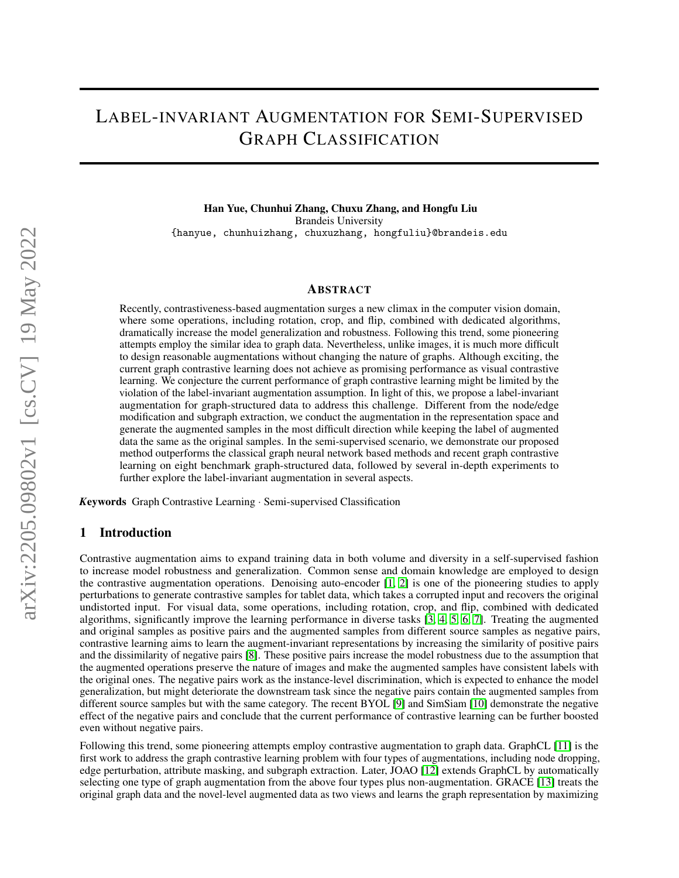# Label-invariant Augmentation for Semi-Supervised Graph Classification

**Han Yue, Chunhui Zhang, Chuxu Zhang, and Hongfu Liu**
Brandeis University
{hanyue, chunhuizhang, chuxuzhang, hongfuliu}@brandeis.edu

## Abstract

Recently, contrastiveness-based augmentation surges a new climax in the computer vision domain, where some operations, including rotation, crop, and flip, combined with dedicated algorithms, dramatically increase the model generalization and robustness. Following this trend, some pioneering attempts employ the similar idea to graph data. Nevertheless, unlike images, it is much more difficult to design reasonable augmentations without changing the nature of graphs. Although exciting, the current graph contrastive learning does not achieve as promising performance as visual contrastive learning. We conjecture the current performance of graph contrastive learning might be limited by the violation of the label-invariant augmentation assumption. In light of this, we propose a label-invariant augmentation for graph-structured data to address this challenge. Different from the node/edge modification and subgraph extraction, we conduct the augmentation in the representation space and generate the augmented samples in the most difficult direction while keeping the label of augmented data the same as the original samples. In the semi-supervised scenario, we demonstrate our proposed method outperforms the classical graph neural network based methods and recent graph contrastive learning on eight benchmark graph-structured data, followed by several in-depth experiments to further explore the label-invariant augmentation in several aspects.

***Keywords*** Graph Contrastive Learning · Semi-supervised Classification

## 1 Introduction

Contrastive augmentation aims to expand training data in both volume and diversity in a self-supervised fashion to increase model robustness and generalization. Common sense and domain knowledge are employed to design the contrastive augmentation operations. Denoising auto-encoder [1, 2] is one of the pioneering studies to apply perturbations to generate contrastive samples for tablet data, which takes a corrupted input and recovers the original undistorted input. For visual data, some operations, including rotation, crop, and flip, combined with dedicated algorithms, significantly improve the learning performance in diverse tasks [3, 4, 5, 6, 7]. Treating the augmented and original samples as positive pairs and the augmented samples from different source samples as negative pairs, contrastive learning aims to learn the augment-invariant representations by increasing the similarity of positive pairs and the dissimilarity of negative pairs [8]. These positive pairs increase the model robustness due to the assumption that the augmented operations preserve the nature of images and make the augmented samples have consistent labels with the original ones. The negative pairs work as the instance-level discrimination, which is expected to enhance the model generalization, but might deteriorate the downstream task since the negative pairs contain the augmented samples from different source samples but with the same category. The recent BYOL [9] and SimSiam [10] demonstrate the negative effect of the negative pairs and conclude that the current performance of contrastive learning can be further boosted even without negative pairs.

Following this trend, some pioneering attempts employ contrastive augmentation to graph data. GraphCL [11] is the first work to address the graph contrastive learning problem with four types of augmentations, including node dropping, edge perturbation, attribute masking, and subgraph extraction. Later, JOAO [12] extends GraphCL by automatically selecting one type of graph augmentation from the above four types plus non-augmentation. GRACE [13] treats the original graph data and the novel-level augmented data as two views and learns the graph representation by maximizing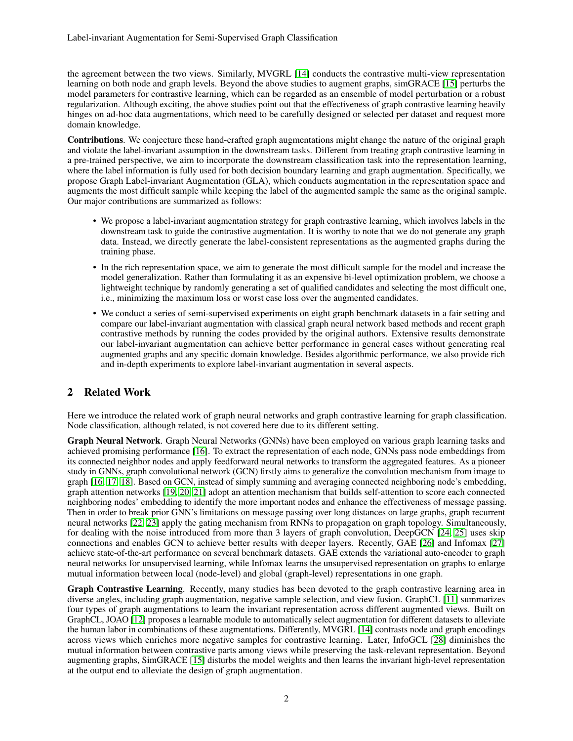the agreement between the two views. Similarly, MVGRL [14] conducts the contrastive multi-view representation learning on both node and graph levels. Beyond the above studies to augment graphs, simGRACE [15] perturbs the model parameters for contrastive learning, which can be regarded as an ensemble of model perturbation or a robust regularization. Although exciting, the above studies point out that the effectiveness of graph contrastive learning heavily hinges on ad-hoc data augmentations, which need to be carefully designed or selected per dataset and request more domain knowledge.

**Contributions**. We conjecture these hand-crafted graph augmentations might change the nature of the original graph and violate the label-invariant assumption in the downstream tasks. Different from treating graph contrastive learning in a pre-trained perspective, we aim to incorporate the downstream classification task into the representation learning, where the label information is fully used for both decision boundary learning and graph augmentation. Specifically, we propose Graph Label-invariant Augmentation (GLA), which conducts augmentation in the representation space and augments the most difficult sample while keeping the label of the augmented sample the same as the original sample. Our major contributions are summarized as follows:

- We propose a label-invariant augmentation strategy for graph contrastive learning, which involves labels in the downstream task to guide the contrastive augmentation. It is worthy to note that we do not generate any graph data. Instead, we directly generate the label-consistent representations as the augmented graphs during the training phase.
- In the rich representation space, we aim to generate the most difficult sample for the model and increase the model generalization. Rather than formulating it as an expensive bi-level optimization problem, we choose a lightweight technique by randomly generating a set of qualified candidates and selecting the most difficult one, i.e., minimizing the maximum loss or worst case loss over the augmented candidates.
- We conduct a series of semi-supervised experiments on eight graph benchmark datasets in a fair setting and compare our label-invariant augmentation with classical graph neural network based methods and recent graph contrastive methods by running the codes provided by the original authors. Extensive results demonstrate our label-invariant augmentation can achieve better performance in general cases without generating real augmented graphs and any specific domain knowledge. Besides algorithmic performance, we also provide rich and in-depth experiments to explore label-invariant augmentation in several aspects.

## 2 Related Work

Here we introduce the related work of graph neural networks and graph contrastive learning for graph classification. Node classification, although related, is not covered here due to its different setting.

**Graph Neural Network**. Graph Neural Networks (GNNs) have been employed on various graph learning tasks and achieved promising performance [16]. To extract the representation of each node, GNNs pass node embeddings from its connected neighbor nodes and apply feedforward neural networks to transform the aggregated features. As a pioneer study in GNNs, graph convolutional network (GCN) firstly aims to generalize the convolution mechanism from image to graph [16, 17, 18]. Based on GCN, instead of simply summing and averaging connected neighboring node's embedding, graph attention networks [19, 20, 21] adopt an attention mechanism that builds self-attention to score each connected neighboring nodes' embedding to identify the more important nodes and enhance the effectiveness of message passing. Then in order to break prior GNN's limitations on message passing over long distances on large graphs, graph recurrent neural networks [22, 23] apply the gating mechanism from RNNs to propagation on graph topology. Simultaneously, for dealing with the noise introduced from more than 3 layers of graph convolution, DeepGCN [24, 25] uses skip connections and enables GCN to achieve better results with deeper layers. Recently, GAE [26] and Infomax [27] achieve state-of-the-art performance on several benchmark datasets. GAE extends the variational auto-encoder to graph neural networks for unsupervised learning, while Infomax learns the unsupervised representation on graphs to enlarge mutual information between local (node-level) and global (graph-level) representations in one graph.

**Graph Contrastive Learning**. Recently, many studies has been devoted to the graph contrastive learning area in diverse angles, including graph augmentation, negative sample selection, and view fusion. GraphCL [11] summarizes four types of graph augmentations to learn the invariant representation across different augmented views. Built on GraphCL, JOAO [12] proposes a learnable module to automatically select augmentation for different datasets to alleviate the human labor in combinations of these augmentations. Differently, MVGRL [14] contrasts node and graph encodings across views which enriches more negative samples for contrastive learning. Later, InfoGCL [28] diminishes the mutual information between contrastive parts among views while preserving the task-relevant representation. Beyond augmenting graphs, SimGRACE [15] disturbs the model weights and then learns the invariant high-level representation at the output end to alleviate the design of graph augmentation.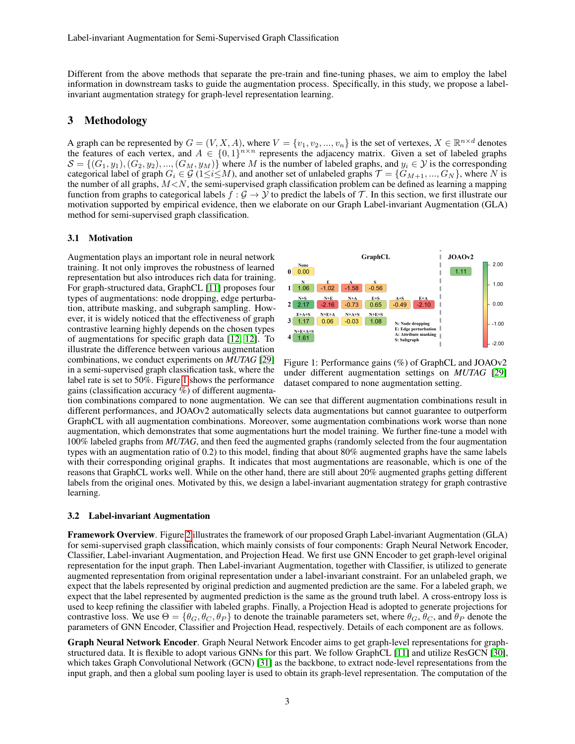Different from the above methods that separate the pre-train and fine-tuning phases, we aim to employ the label information in downstream tasks to guide the augmentation process. Specifically, in this study, we propose a label-invariant augmentation strategy for graph-level representation learning.

## 3 Methodology

A graph can be represented by $G = (V, X, A)$, where $V = \{v_1, v_2, ..., v_n\}$ is the set of vertexes, $X \in \mathbb{R}^{n \times d}$ denotes the features of each vertex, and $A \in \{0, 1\}^{n \times n}$ represents the adjacency matrix. Given a set of labeled graphs $\mathcal{S} = \{(G_1, y_1), (G_2, y_2), ..., (G_M, y_M)\}$ where $M$ is the number of labeled graphs, and $y_i \in \mathcal{Y}$ is the corresponding categorical label of graph $G_i \in \mathcal{G}$ ($1 \leq i \leq M$), and another set of unlabeled graphs $\mathcal{T} = \{G_{M+1}, ..., G_N\}$, where $N$ is the number of all graphs, $M < N$, the semi-supervised graph classification problem can be defined as learning a mapping function from graphs to categorical labels $f : \mathcal{G} \to \mathcal{Y}$ to predict the labels of $\mathcal{T}$. In this section, we first illustrate our motivation supported by empirical evidence, then we elaborate on our Graph Label-invariant Augmentation (GLA) method for semi-supervised graph classification.

### 3.1 Motivation

Augmentation plays an important role in neural network training. It not only improves the robustness of learned representation but also introduces rich data for training. For graph-structured data, GraphCL [11] proposes four types of augmentations: node dropping, edge perturbation, attribute masking, and subgraph sampling. However, it is widely noticed that the effectiveness of graph contrastive learning highly depends on the chosen types of augmentations for specific graph data [12, 12]. To illustrate the difference between various augmentation combinations, we conduct experiments on *MUTAG* [29] in a semi-supervised graph classification task, where the label rate is set to 50%. Figure 1 shows the performance gains (classification accuracy %) of different augmentation combinations compared to none augmentation. We can see that different augmentation combinations result in different performances, and JOAOv2 automatically selects data augmentations but cannot guarantee to outperform GraphCL with all augmentation combinations. Moreover, some augmentation combinations work worse than none augmentation, which demonstrates that some augmentations hurt the model training. We further fine-tune a model with 100% labeled graphs from *MUTAG*, and then feed the augmented graphs (randomly selected from the four augmentation types with an augmentation ratio of 0.2) to this model, finding that about 80% augmented graphs have the same labels with their corresponding original graphs. It indicates that most augmentations are reasonable, which is one of the reasons that GraphCL works well. While on the other hand, there are still about 20% augmented graphs getting different labels from the original ones. Motivated by this, we design a label-invariant augmentation strategy for graph contrastive learning.

| | GraphCL | | | | | | JOAOv2 |
|---|---|---|---|---|---|---|---|
| 0 | None: 0.00 | | | | | | 1.11 |
| 1 | N: 1.06 | E: -1.02 | A: -1.58 | S: -0.56 | | | |
| 2 | N+S: 2.17 | N+E: -2.16 | N+A: -0.73 | E+S: 0.65 | A+S: -0.49 | E+A: -2.10 | |
| 3 | E+A+S: 1.17 | N+E+A: 0.06 | N+A+S: -0.03 | N+E+S: 1.08 | | | |
| 4 | N+E+A+S: 1.61 | | | | | | |

N: Node dropping; E: Edge perturbation; A: Attribute masking; S: Subgraph

Figure 1: Performance gains (%) of GraphCL and JOAOv2 under different augmentation settings on *MUTAG* [29] dataset compared to none augmentation setting.

### 3.2 Label-invariant Augmentation

**Framework Overview**. Figure 2 illustrates the framework of our proposed Graph Label-invariant Augmentation (GLA) for semi-supervised graph classification, which mainly consists of four components: Graph Neural Network Encoder, Classifier, Label-invariant Augmentation, and Projection Head. We first use GNN Encoder to get graph-level original representation for the input graph. Then Label-invariant Augmentation, together with Classifier, is utilized to generate augmented representation from original representation under a label-invariant constraint. For an unlabeled graph, we expect that the labels represented by original prediction and augmented prediction are the same. For a labeled graph, we expect that the label represented by augmented prediction is the same as the ground truth label. A cross-entropy loss is used to keep refining the classifier with labeled graphs. Finally, a Projection Head is adopted to generate projections for contrastive loss. We use $\Theta = \{\theta_G, \theta_C, \theta_P\}$ to denote the trainable parameters set, where $\theta_G$, $\theta_C$, and $\theta_P$ denote the parameters of GNN Encoder, Classifier and Projection Head, respectively. Details of each component are as follows.

**Graph Neural Network Encoder**. Graph Neural Network Encoder aims to get graph-level representations for graph-structured data. It is flexible to adopt various GNNs for this part. We follow GraphCL [11] and utilize ResGCN [30], which takes Graph Convolutional Network (GCN) [31] as the backbone, to extract node-level representations from the input graph, and then a global sum pooling layer is used to obtain its graph-level representation. The computation of the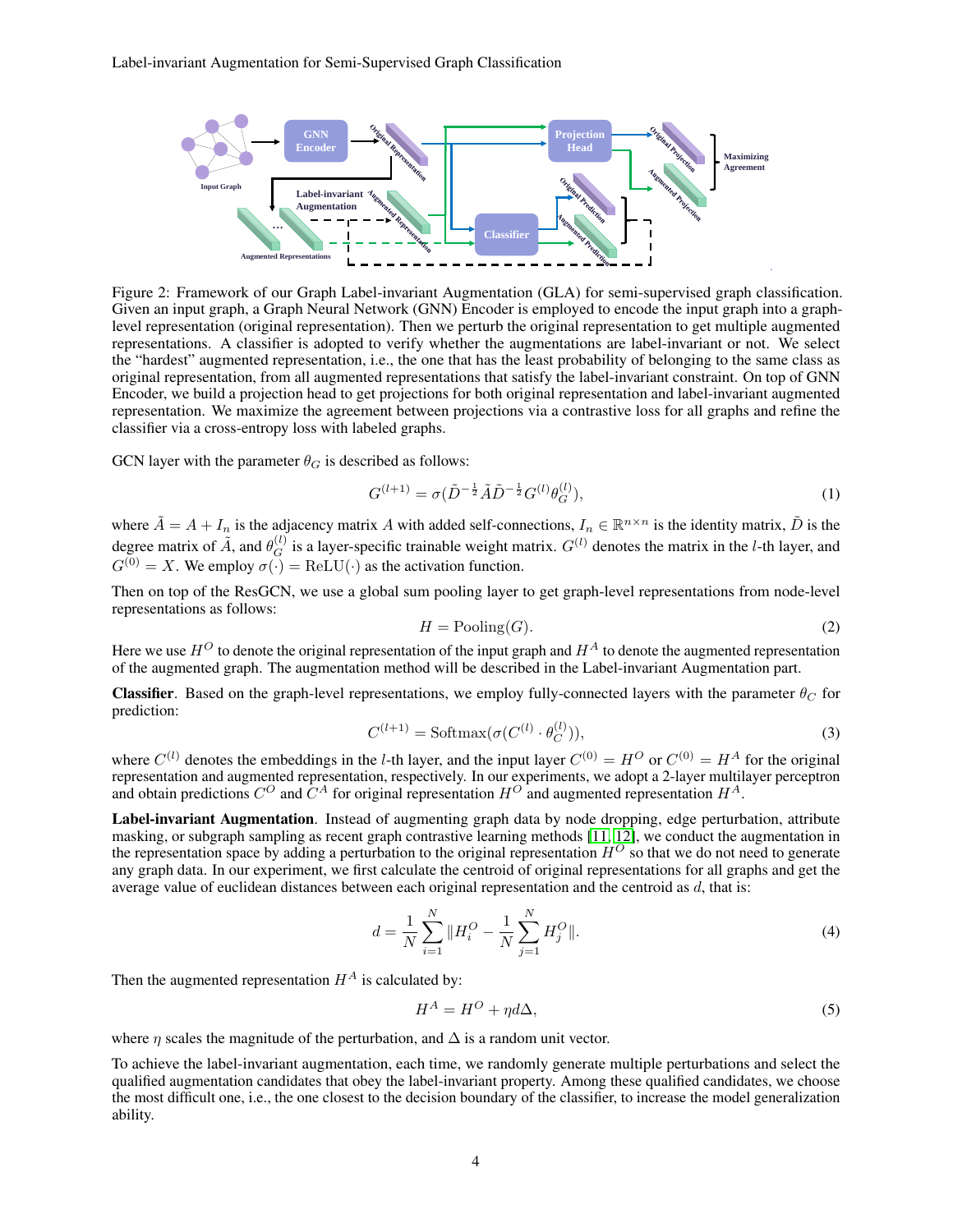Figure 2: Framework of our Graph Label-invariant Augmentation (GLA) for semi-supervised graph classification. Given an input graph, a Graph Neural Network (GNN) Encoder is employed to encode the input graph into a graph-level representation (original representation). Then we perturb the original representation to get multiple augmented representations. A classifier is adopted to verify whether the augmentations are label-invariant or not. We select the "hardest" augmented representation, i.e., the one that has the least probability of belonging to the same class as original representation, from all augmented representations that satisfy the label-invariant constraint. On top of GNN Encoder, we build a projection head to get projections for both original representation and label-invariant augmented representation. We maximize the agreement between projections via a contrastive loss for all graphs and refine the classifier via a cross-entropy loss with labeled graphs.

GCN layer with the parameter $\theta_G$ is described as follows:

$$G^{(l+1)} = \sigma(\tilde{D}^{-\frac{1}{2}}\tilde{A}\tilde{D}^{-\frac{1}{2}}G^{(l)}\theta_G^{(l)}), \tag{1}$$

where $\tilde{A} = A + I_n$ is the adjacency matrix $A$ with added self-connections, $I_n \in \mathbb{R}^{n \times n}$ is the identity matrix, $\tilde{D}$ is the degree matrix of $\tilde{A}$, and $\theta_G^{(l)}$ is a layer-specific trainable weight matrix. $G^{(l)}$ denotes the matrix in the $l$-th layer, and $G^{(0)} = X$. We employ $\sigma(\cdot) = \text{ReLU}(\cdot)$ as the activation function.

Then on top of the ResGCN, we use a global sum pooling layer to get graph-level representations from node-level representations as follows:

$$H = \text{Pooling}(G). \tag{2}$$

Here we use $H^O$ to denote the original representation of the input graph and $H^A$ to denote the augmented representation of the augmented graph. The augmentation method will be described in the Label-invariant Augmentation part.

**Classifier**. Based on the graph-level representations, we employ fully-connected layers with the parameter $\theta_C$ for prediction:

$$C^{(l+1)} = \text{Softmax}(\sigma(C^{(l)} \cdot \theta_C^{(l)})), \tag{3}$$

where $C^{(l)}$ denotes the embeddings in the $l$-th layer, and the input layer $C^{(0)} = H^O$ or $C^{(0)} = H^A$ for the original representation and augmented representation, respectively. In our experiments, we adopt a 2-layer multilayer perceptron and obtain predictions $C^O$ and $C^A$ for original representation $H^O$ and augmented representation $H^A$.

**Label-invariant Augmentation**. Instead of augmenting graph data by node dropping, edge perturbation, attribute masking, or subgraph sampling as recent graph contrastive learning methods [11, 12], we conduct the augmentation in the representation space by adding a perturbation to the original representation $H^O$ so that we do not need to generate any graph data. In our experiment, we first calculate the centroid of original representations for all graphs and get the average value of euclidean distances between each original representation and the centroid as $d$, that is:

$$d = \frac{1}{N}\sum_{i=1}^{N} \|H_i^O - \frac{1}{N}\sum_{j=1}^{N} H_j^O\|. \tag{4}$$

Then the augmented representation $H^A$ is calculated by:

$$H^A = H^O + \eta d \Delta, \tag{5}$$

where $\eta$ scales the magnitude of the perturbation, and $\Delta$ is a random unit vector.

To achieve the label-invariant augmentation, each time, we randomly generate multiple perturbations and select the qualified augmentation candidates that obey the label-invariant property. Among these qualified candidates, we choose the most difficult one, i.e., the one closest to the decision boundary of the classifier, to increase the model generalization ability.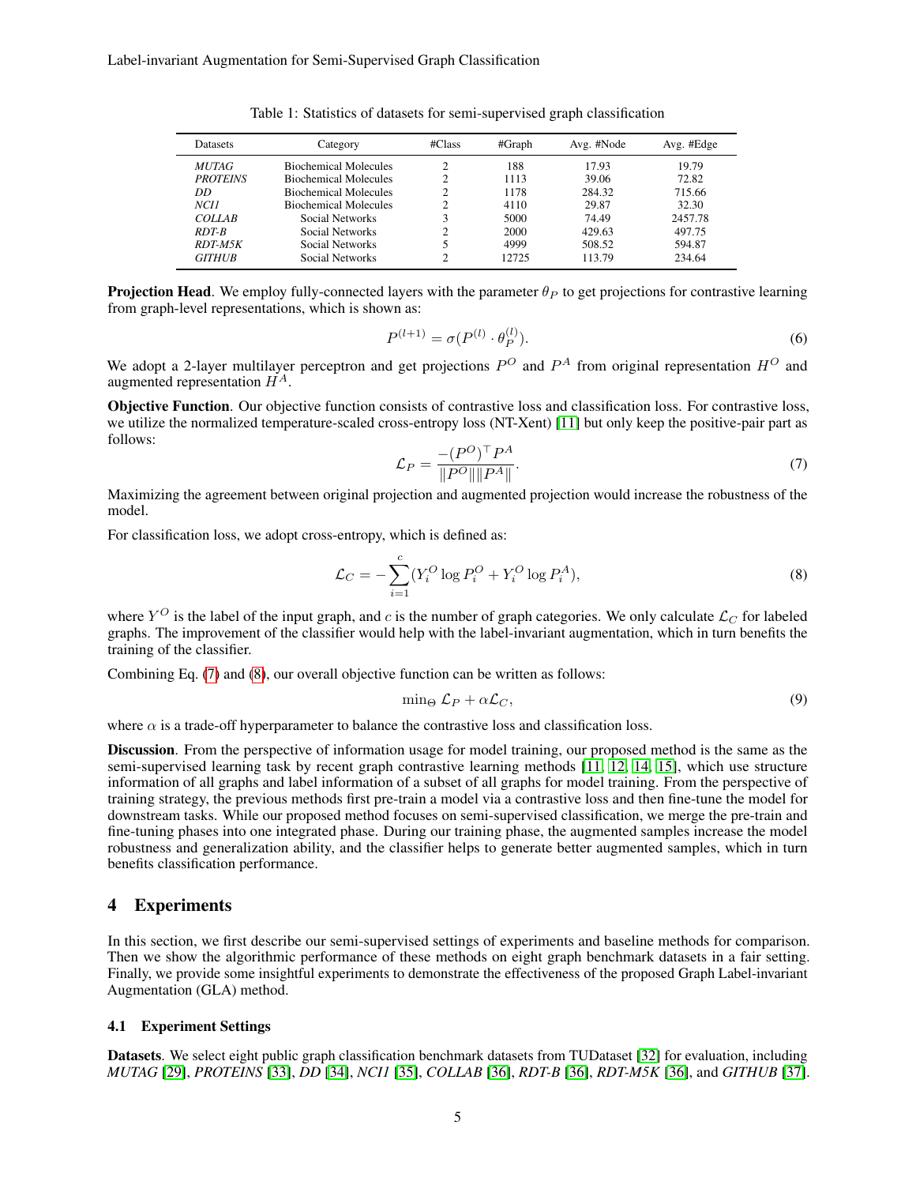Table 1: Statistics of datasets for semi-supervised graph classification

| Datasets | Category | #Class | #Graph | Avg. #Node | Avg. #Edge |
|---|---|---|---|---|---|
| *MUTAG* | Biochemical Molecules | 2 | 188 | 17.93 | 19.79 |
| *PROTEINS* | Biochemical Molecules | 2 | 1113 | 39.06 | 72.82 |
| *DD* | Biochemical Molecules | 2 | 1178 | 284.32 | 715.66 |
| *NCI1* | Biochemical Molecules | 2 | 4110 | 29.87 | 32.30 |
| *COLLAB* | Social Networks | 3 | 5000 | 74.49 | 2457.78 |
| *RDT-B* | Social Networks | 2 | 2000 | 429.63 | 497.75 |
| *RDT-M5K* | Social Networks | 5 | 4999 | 508.52 | 594.87 |
| *GITHUB* | Social Networks | 2 | 12725 | 113.79 | 234.64 |

**Projection Head**. We employ fully-connected layers with the parameter $\theta_P$ to get projections for contrastive learning from graph-level representations, which is shown as:

$$P^{(l+1)} = \sigma(P^{(l)} \cdot \theta_P^{(l)}). \tag{6}$$

We adopt a 2-layer multilayer perceptron and get projections $P^O$ and $P^A$ from original representation $H^O$ and augmented representation $H^A$.

**Objective Function**. Our objective function consists of contrastive loss and classification loss. For contrastive loss, we utilize the normalized temperature-scaled cross-entropy loss (NT-Xent) [11] but only keep the positive-pair part as follows:

$$\mathcal{L}_P = \frac{-(P^O)^\top P^A}{\|P^O\|\|P^A\|}. \tag{7}$$

Maximizing the agreement between original projection and augmented projection would increase the robustness of the model.

For classification loss, we adopt cross-entropy, which is defined as:

$$\mathcal{L}_C = -\sum_{i=1}^{c}(Y_i^O \log P_i^O + Y_i^O \log P_i^A), \tag{8}$$

where $Y^O$ is the label of the input graph, and $c$ is the number of graph categories. We only calculate $\mathcal{L}_C$ for labeled graphs. The improvement of the classifier would help with the label-invariant augmentation, which in turn benefits the training of the classifier.

Combining Eq. (7) and (8), our overall objective function can be written as follows:

$$\min_\Theta \mathcal{L}_P + \alpha \mathcal{L}_C, \tag{9}$$

where $\alpha$ is a trade-off hyperparameter to balance the contrastive loss and classification loss.

**Discussion**. From the perspective of information usage for model training, our proposed method is the same as the semi-supervised learning task by recent graph contrastive learning methods [11, 12, 14, 15], which use structure information of all graphs and label information of a subset of all graphs for model training. From the perspective of training strategy, the previous methods first pre-train a model via a contrastive loss and then fine-tune the model for downstream tasks. While our proposed method focuses on semi-supervised classification, we merge the pre-train and fine-tuning phases into one integrated phase. During our training phase, the augmented samples increase the model robustness and generalization ability, and the classifier helps to generate better augmented samples, which in turn benefits classification performance.

# 4 Experiments

In this section, we first describe our semi-supervised settings of experiments and baseline methods for comparison. Then we show the algorithmic performance of these methods on eight graph benchmark datasets in a fair setting. Finally, we provide some insightful experiments to demonstrate the effectiveness of the proposed Graph Label-invariant Augmentation (GLA) method.

## 4.1 Experiment Settings

**Datasets**. We select eight public graph classification benchmark datasets from TUDataset [32] for evaluation, including *MUTAG* [29], *PROTEINS* [33], *DD* [34], *NCI1* [35], *COLLAB* [36], *RDT-B* [36], *RDT-M5K* [36], and *GITHUB* [37].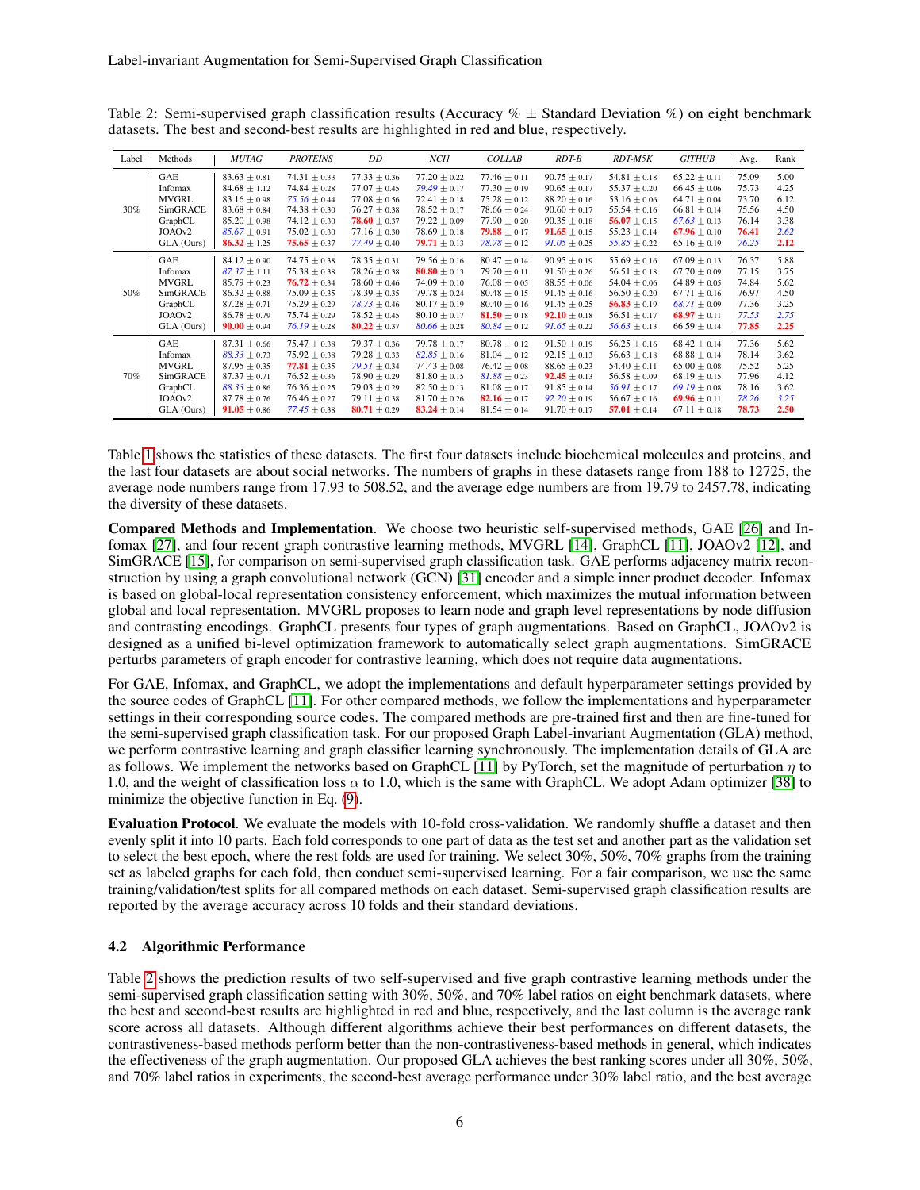Table 2: Semi-supervised graph classification results (Accuracy % $\pm$ Standard Deviation %) on eight benchmark datasets. The best and second-best results are highlighted in red and blue, respectively.

| Label | Methods | *MUTAG* | *PROTEINS* | *DD* | *NCI1* | *COLLAB* | *RDT-B* | *RDT-M5K* | *GITHUB* | Avg. | Rank |
|---|---|---|---|---|---|---|---|---|---|---|---|
| 30% | GAE | 83.63 $\pm$ 0.81 | 74.31 $\pm$ 0.33 | 77.33 $\pm$ 0.36 | 77.20 $\pm$ 0.22 | 77.46 $\pm$ 0.11 | 90.75 $\pm$ 0.17 | 54.81 $\pm$ 0.18 | 65.22 $\pm$ 0.11 | 75.09 | 5.00 |
| | Infomax | 84.68 $\pm$ 1.12 | 74.84 $\pm$ 0.28 | 77.07 $\pm$ 0.45 | *79.49* $\pm$ 0.17 | 77.30 $\pm$ 0.19 | 90.65 $\pm$ 0.17 | 55.37 $\pm$ 0.20 | 66.45 $\pm$ 0.06 | 75.73 | 4.25 |
| | MVGRL | 83.16 $\pm$ 0.98 | *75.56* $\pm$ 0.44 | 77.08 $\pm$ 0.56 | 72.41 $\pm$ 0.18 | 75.28 $\pm$ 0.12 | 88.20 $\pm$ 0.16 | 53.16 $\pm$ 0.06 | 64.71 $\pm$ 0.04 | 73.70 | 6.12 |
| | SimGRACE | 83.68 $\pm$ 0.84 | 74.38 $\pm$ 0.30 | 76.27 $\pm$ 0.38 | 78.52 $\pm$ 0.17 | 78.66 $\pm$ 0.24 | 90.60 $\pm$ 0.17 | 55.54 $\pm$ 0.16 | 66.81 $\pm$ 0.14 | 75.56 | 4.50 |
| | GraphCL | 85.20 $\pm$ 0.98 | 74.12 $\pm$ 0.30 | **78.60** $\pm$ 0.37 | 79.22 $\pm$ 0.09 | 77.90 $\pm$ 0.20 | 90.35 $\pm$ 0.18 | **56.07** $\pm$ 0.15 | *67.63* $\pm$ 0.13 | 76.14 | 3.38 |
| | JOAOv2 | *85.67* $\pm$ 0.91 | 75.02 $\pm$ 0.30 | 77.16 $\pm$ 0.30 | 78.69 $\pm$ 0.18 | **79.88** $\pm$ 0.17 | **91.65** $\pm$ 0.15 | 55.23 $\pm$ 0.14 | **67.96** $\pm$ 0.10 | **76.41** | *2.62* |
| | GLA (Ours) | **86.32** $\pm$ 1.25 | **75.65** $\pm$ 0.37 | *77.49* $\pm$ 0.40 | **79.71** $\pm$ 0.13 | *78.78* $\pm$ 0.12 | *91.05* $\pm$ 0.25 | *55.85* $\pm$ 0.22 | 65.16 $\pm$ 0.19 | *76.25* | **2.12** |
| 50% | GAE | 84.12 $\pm$ 0.90 | 74.75 $\pm$ 0.38 | 78.35 $\pm$ 0.31 | 79.56 $\pm$ 0.16 | 80.47 $\pm$ 0.14 | 90.95 $\pm$ 0.19 | 55.69 $\pm$ 0.16 | 67.09 $\pm$ 0.13 | 76.37 | 5.88 |
| | Infomax | *87.37* $\pm$ 1.11 | 75.38 $\pm$ 0.38 | 78.26 $\pm$ 0.38 | **80.80** $\pm$ 0.13 | 79.70 $\pm$ 0.11 | 91.50 $\pm$ 0.26 | 56.51 $\pm$ 0.18 | 67.70 $\pm$ 0.09 | 77.15 | 3.75 |
| | MVGRL | 85.79 $\pm$ 0.23 | **76.72** $\pm$ 0.34 | 78.60 $\pm$ 0.46 | 74.09 $\pm$ 0.10 | 76.08 $\pm$ 0.05 | 88.55 $\pm$ 0.06 | 54.04 $\pm$ 0.06 | 64.89 $\pm$ 0.05 | 74.84 | 5.62 |
| | SimGRACE | 86.32 $\pm$ 0.88 | 75.09 $\pm$ 0.35 | 78.39 $\pm$ 0.35 | 79.78 $\pm$ 0.24 | 80.48 $\pm$ 0.15 | 91.45 $\pm$ 0.16 | 56.50 $\pm$ 0.20 | 67.71 $\pm$ 0.16 | 76.97 | 4.50 |
| | GraphCL | 87.28 $\pm$ 0.71 | 75.29 $\pm$ 0.29 | *78.73* $\pm$ 0.46 | 80.17 $\pm$ 0.19 | 80.40 $\pm$ 0.16 | 91.45 $\pm$ 0.25 | **56.83** $\pm$ 0.19 | *68.71* $\pm$ 0.09 | 77.36 | 3.25 |
| | JOAOv2 | 86.78 $\pm$ 0.79 | 75.74 $\pm$ 0.29 | 78.52 $\pm$ 0.45 | 80.10 $\pm$ 0.17 | **81.50** $\pm$ 0.18 | **92.10** $\pm$ 0.18 | 56.51 $\pm$ 0.17 | **68.97** $\pm$ 0.11 | *77.53* | *2.75* |
| | GLA (Ours) | **90.00** $\pm$ 0.94 | *76.19* $\pm$ 0.28 | **80.22** $\pm$ 0.37 | *80.66* $\pm$ 0.28 | *80.84* $\pm$ 0.12 | *91.65* $\pm$ 0.22 | *56.63* $\pm$ 0.13 | 66.59 $\pm$ 0.14 | **77.85** | **2.25** |
| 70% | GAE | 87.31 $\pm$ 0.66 | 75.47 $\pm$ 0.38 | 79.37 $\pm$ 0.36 | 79.78 $\pm$ 0.16 | 80.78 $\pm$ 0.12 | 91.50 $\pm$ 0.19 | 56.25 $\pm$ 0.16 | 68.42 $\pm$ 0.14 | 77.36 | 5.62 |
| | Infomax | *88.33* $\pm$ 0.73 | 75.92 $\pm$ 0.38 | 79.28 $\pm$ 0.33 | *82.85* $\pm$ 0.16 | 81.04 $\pm$ 0.12 | 92.15 $\pm$ 0.13 | 56.63 $\pm$ 0.18 | 68.88 $\pm$ 0.14 | 78.14 | 3.62 |
| | MVGRL | 87.95 $\pm$ 0.35 | **77.81** $\pm$ 0.35 | *79.51* $\pm$ 0.34 | 74.43 $\pm$ 0.08 | 76.42 $\pm$ 0.08 | 88.65 $\pm$ 0.23 | 54.40 $\pm$ 0.11 | 65.00 $\pm$ 0.08 | 75.52 | 5.25 |
| | SimGRACE | 87.37 $\pm$ 0.71 | 76.52 $\pm$ 0.36 | 78.90 $\pm$ 0.29 | 81.80 $\pm$ 0.15 | *81.88* $\pm$ 0.23 | **92.45** $\pm$ 0.13 | 56.58 $\pm$ 0.09 | 68.19 $\pm$ 0.15 | 77.96 | 4.12 |
| | GraphCL | *88.33* $\pm$ 0.86 | 76.36 $\pm$ 0.25 | 79.03 $\pm$ 0.29 | 82.50 $\pm$ 0.13 | 81.08 $\pm$ 0.17 | 91.85 $\pm$ 0.14 | *56.91* $\pm$ 0.17 | *69.19* $\pm$ 0.08 | 78.16 | 3.62 |
| | JOAOv2 | 87.78 $\pm$ 0.76 | 76.46 $\pm$ 0.27 | 79.11 $\pm$ 0.38 | 81.70 $\pm$ 0.26 | **82.16** $\pm$ 0.17 | *92.20* $\pm$ 0.19 | 56.67 $\pm$ 0.16 | **69.96** $\pm$ 0.11 | *78.26* | *3.25* |
| | GLA (Ours) | **91.05** $\pm$ 0.86 | *77.45* $\pm$ 0.38 | **80.71** $\pm$ 0.29 | **83.24** $\pm$ 0.14 | 81.54 $\pm$ 0.14 | 91.70 $\pm$ 0.17 | **57.01** $\pm$ 0.14 | 67.11 $\pm$ 0.18 | **78.73** | **2.50** |

Table 1 shows the statistics of these datasets. The first four datasets include biochemical molecules and proteins, and the last four datasets are about social networks. The numbers of graphs in these datasets range from 188 to 12725, the average node numbers range from 17.93 to 508.52, and the average edge numbers are from 19.79 to 2457.78, indicating the diversity of these datasets.

**Compared Methods and Implementation**. We choose two heuristic self-supervised methods, GAE [26] and Infomax [27], and four recent graph contrastive learning methods, MVGRL [14], GraphCL [11], JOAOv2 [12], and SimGRACE [15], for comparison on semi-supervised graph classification task. GAE performs adjacency matrix reconstruction by using a graph convolutional network (GCN) [31] encoder and a simple inner product decoder. Infomax is based on global-local representation consistency enforcement, which maximizes the mutual information between global and local representation. MVGRL proposes to learn node and graph level representations by node diffusion and contrasting encodings. GraphCL presents four types of graph augmentations. Based on GraphCL, JOAOv2 is designed as a unified bi-level optimization framework to automatically select graph augmentations. SimGRACE perturbs parameters of graph encoder for contrastive learning, which does not require data augmentations.

For GAE, Infomax, and GraphCL, we adopt the implementations and default hyperparameter settings provided by the source codes of GraphCL [11]. For other compared methods, we follow the implementations and hyperparameter settings in their corresponding source codes. The compared methods are pre-trained first and then are fine-tuned for the semi-supervised graph classification task. For our proposed Graph Label-invariant Augmentation (GLA) method, we perform contrastive learning and graph classifier learning synchronously. The implementation details of GLA are as follows. We implement the networks based on GraphCL [11] by PyTorch, set the magnitude of perturbation $\eta$ to 1.0, and the weight of classification loss $\alpha$ to 1.0, which is the same with GraphCL. We adopt Adam optimizer [38] to minimize the objective function in Eq. (9).

**Evaluation Protocol**. We evaluate the models with 10-fold cross-validation. We randomly shuffle a dataset and then evenly split it into 10 parts. Each fold corresponds to one part of data as the test set and another part as the validation set to select the best epoch, where the rest folds are used for training. We select 30%, 50%, 70% graphs from the training set as labeled graphs for each fold, then conduct semi-supervised learning. For a fair comparison, we use the same training/validation/test splits for all compared methods on each dataset. Semi-supervised graph classification results are reported by the average accuracy across 10 folds and their standard deviations.

### 4.2 Algorithmic Performance

Table 2 shows the prediction results of two self-supervised and five graph contrastive learning methods under the semi-supervised graph classification setting with 30%, 50%, and 70% label ratios on eight benchmark datasets, where the best and second-best results are highlighted in red and blue, respectively, and the last column is the average rank score across all datasets. Although different algorithms achieve their best performances on different datasets, the contrastiveness-based methods perform better than the non-contrastiveness-based methods in general, which indicates the effectiveness of the graph augmentation. Our proposed GLA achieves the best ranking scores under all 30%, 50%, and 70% label ratios in experiments, the second-best average performance under 30% label ratio, and the best average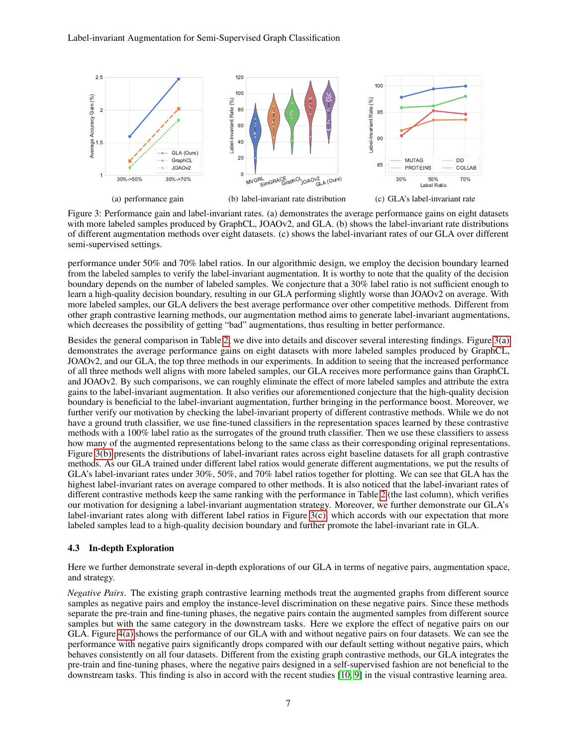(a) performance gain

(b) label-invariant rate distribution

(c) GLA's label-invariant rate

Figure 3: Performance gain and label-invariant rates. (a) demonstrates the average performance gains on eight datasets with more labeled samples produced by GraphCL, JOAOv2, and GLA. (b) shows the label-invariant rate distributions of different augmentation methods over eight datasets. (c) shows the label-invariant rates of our GLA over different semi-supervised settings.

performance under 50% and 70% label ratios. In our algorithmic design, we employ the decision boundary learned from the labeled samples to verify the label-invariant augmentation. It is worthy to note that the quality of the decision boundary depends on the number of labeled samples. We conjecture that a 30% label ratio is not sufficient enough to learn a high-quality decision boundary, resulting in our GLA performing slightly worse than JOAOv2 on average. With more labeled samples, our GLA delivers the best average performance over other competitive methods. Different from other graph contrastive learning methods, our augmentation method aims to generate label-invariant augmentations, which decreases the possibility of getting "bad" augmentations, thus resulting in better performance.

Besides the general comparison in Table 2, we dive into details and discover several interesting findings. Figure 3(a) demonstrates the average performance gains on eight datasets with more labeled samples produced by GraphCL, JOAOv2, and our GLA, the top three methods in our experiments. In addition to seeing that the increased performance of all three methods well aligns with more labeled samples, our GLA receives more performance gains than GraphCL and JOAOv2. By such comparisons, we can roughly eliminate the effect of more labeled samples and attribute the extra gains to the label-invariant augmentation. It also verifies our aforementioned conjecture that the high-quality decision boundary is beneficial to the label-invariant augmentation, further bringing in the performance boost. Moreover, we further verify our motivation by checking the label-invariant property of different contrastive methods. While we do not have a ground truth classifier, we use fine-tuned classifiers in the representation spaces learned by these contrastive methods with a 100% label ratio as the surrogates of the ground truth classifier. Then we use these classifiers to assess how many of the augmented representations belong to the same class as their corresponding original representations. Figure 3(b) presents the distributions of label-invariant rates across eight baseline datasets for all graph contrastive methods. As our GLA trained under different label ratios would generate different augmentations, we put the results of GLA's label-invariant rates under 30%, 50%, and 70% label ratios together for plotting. We can see that GLA has the highest label-invariant rates on average compared to other methods. It is also noticed that the label-invariant rates of different contrastive methods keep the same ranking with the performance in Table 2 (the last column), which verifies our motivation for designing a label-invariant augmentation strategy. Moreover, we further demonstrate our GLA's label-invariant rates along with different label ratios in Figure 3(c), which accords with our expectation that more labeled samples lead to a high-quality decision boundary and further promote the label-invariant rate in GLA.

### 4.3 In-depth Exploration

Here we further demonstrate several in-depth explorations of our GLA in terms of negative pairs, augmentation space, and strategy.

*Negative Pairs*. The existing graph contrastive learning methods treat the augmented graphs from different source samples as negative pairs and employ the instance-level discrimination on these negative pairs. Since these methods separate the pre-train and fine-tuning phases, the negative pairs contain the augmented samples from different source samples but with the same category in the downstream tasks. Here we explore the effect of negative pairs on our GLA. Figure 4(a) shows the performance of our GLA with and without negative pairs on four datasets. We can see the performance with negative pairs significantly drops compared with our default setting without negative pairs, which behaves consistently on all four datasets. Different from the existing graph contrastive methods, our GLA integrates the pre-train and fine-tuning phases, where the negative pairs designed in a self-supervised fashion are not beneficial to the downstream tasks. This finding is also in accord with the recent studies [10, 9] in the visual contrastive learning area.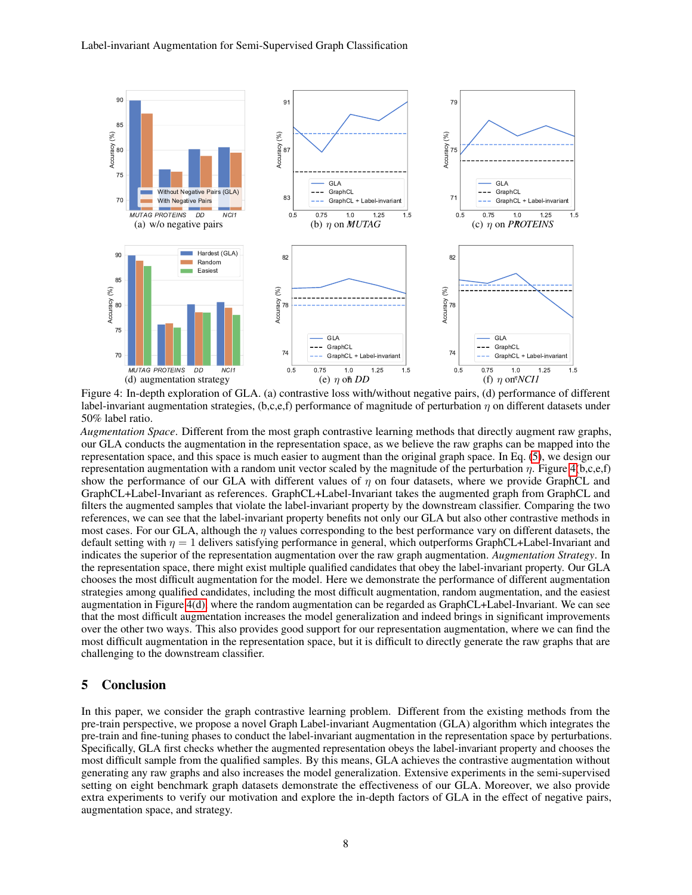Figure 4: In-depth exploration of GLA. (a) contrastive loss with/without negative pairs, (d) performance of different label-invariant augmentation strategies, (b,c,e,f) performance of magnitude of perturbation $\eta$ on different datasets under 50% label ratio.

*Augmentation Space*. Different from the most graph contrastive learning methods that directly augment raw graphs, our GLA conducts the augmentation in the representation space, as we believe the raw graphs can be mapped into the representation space, and this space is much easier to augment than the original graph space. In Eq. (5), we design our representation augmentation with a random unit vector scaled by the magnitude of the perturbation $\eta$. Figure 4(b,c,e,f) show the performance of our GLA with different values of $\eta$ on four datasets, where we provide GraphCL and GraphCL+Label-Invariant as references. GraphCL+Label-Invariant takes the augmented graph from GraphCL and filters the augmented samples that violate the label-invariant property by the downstream classifier. Comparing the two references, we can see that the label-invariant property benefits not only our GLA but also other contrastive methods in most cases. For our GLA, although the $\eta$ values corresponding to the best performance vary on different datasets, the default setting with $\eta = 1$ delivers satisfying performance in general, which outperforms GraphCL+Label-Invariant and indicates the superior of the representation augmentation over the raw graph augmentation. *Augmentation Strategy*. In the representation space, there might exist multiple qualified candidates that obey the label-invariant property. Our GLA chooses the most difficult augmentation for the model. Here we demonstrate the performance of different augmentation strategies among qualified candidates, including the most difficult augmentation, random augmentation, and the easiest augmentation in Figure 4(d), where the random augmentation can be regarded as GraphCL+Label-Invariant. We can see that the most difficult augmentation increases the model generalization and indeed brings in significant improvements over the other two ways. This also provides good support for our representation augmentation, where we can find the most difficult augmentation in the representation space, but it is difficult to directly generate the raw graphs that are challenging to the downstream classifier.

## 5 Conclusion

In this paper, we consider the graph contrastive learning problem. Different from the existing methods from the pre-train perspective, we propose a novel Graph Label-invariant Augmentation (GLA) algorithm which integrates the pre-train and fine-tuning phases to conduct the label-invariant augmentation in the representation space by perturbations. Specifically, GLA first checks whether the augmented representation obeys the label-invariant property and chooses the most difficult sample from the qualified samples. By this means, GLA achieves the contrastive augmentation without generating any raw graphs and also increases the model generalization. Extensive experiments in the semi-supervised setting on eight benchmark graph datasets demonstrate the effectiveness of our GLA. Moreover, we also provide extra experiments to verify our motivation and explore the in-depth factors of GLA in the effect of negative pairs, augmentation space, and strategy.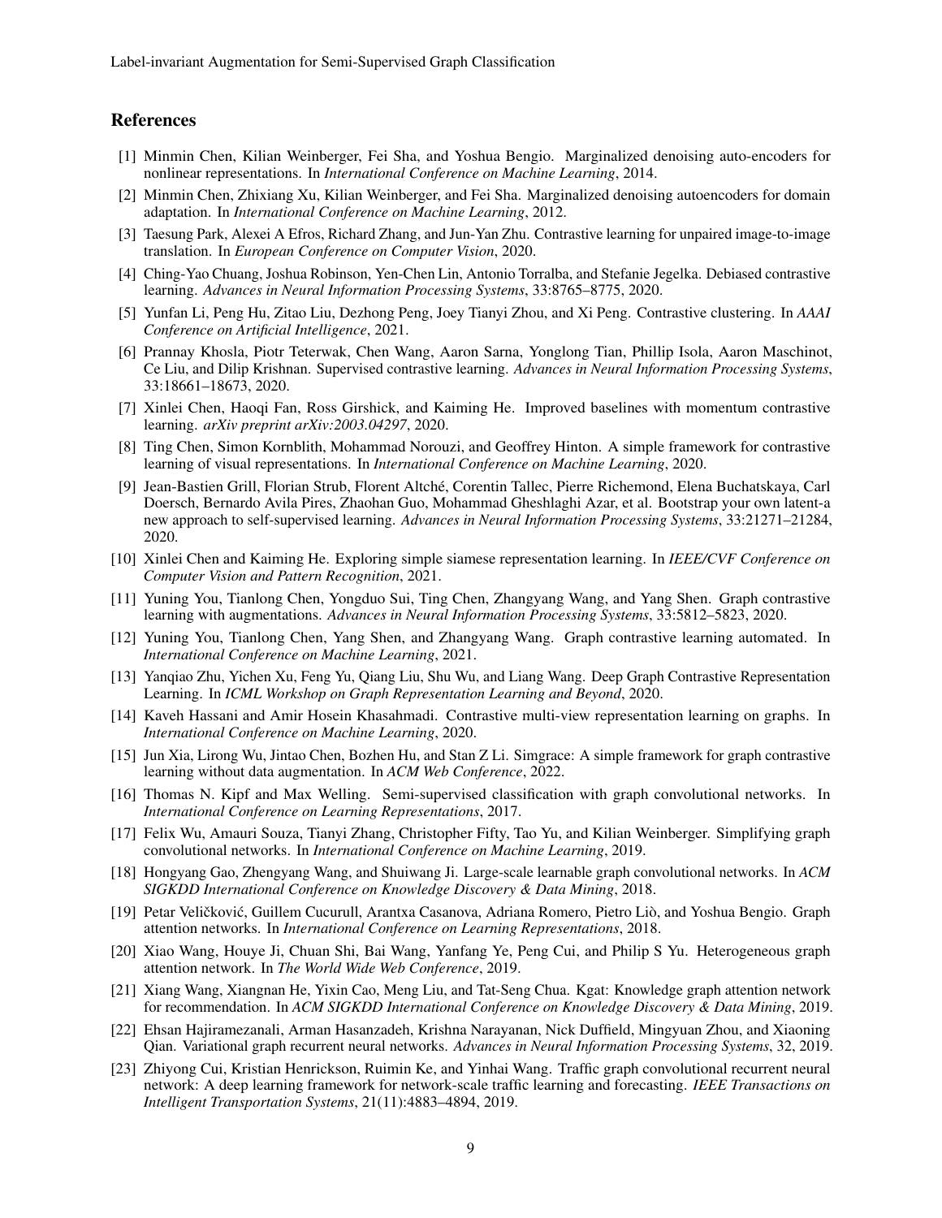## References

[1] Minmin Chen, Kilian Weinberger, Fei Sha, and Yoshua Bengio. Marginalized denoising auto-encoders for nonlinear representations. In *International Conference on Machine Learning*, 2014.

[2] Minmin Chen, Zhixiang Xu, Kilian Weinberger, and Fei Sha. Marginalized denoising autoencoders for domain adaptation. In *International Conference on Machine Learning*, 2012.

[3] Taesung Park, Alexei A Efros, Richard Zhang, and Jun-Yan Zhu. Contrastive learning for unpaired image-to-image translation. In *European Conference on Computer Vision*, 2020.

[4] Ching-Yao Chuang, Joshua Robinson, Yen-Chen Lin, Antonio Torralba, and Stefanie Jegelka. Debiased contrastive learning. *Advances in Neural Information Processing Systems*, 33:8765–8775, 2020.

[5] Yunfan Li, Peng Hu, Zitao Liu, Dezhong Peng, Joey Tianyi Zhou, and Xi Peng. Contrastive clustering. In *AAAI Conference on Artificial Intelligence*, 2021.

[6] Prannay Khosla, Piotr Teterwak, Chen Wang, Aaron Sarna, Yonglong Tian, Phillip Isola, Aaron Maschinot, Ce Liu, and Dilip Krishnan. Supervised contrastive learning. *Advances in Neural Information Processing Systems*, 33:18661–18673, 2020.

[7] Xinlei Chen, Haoqi Fan, Ross Girshick, and Kaiming He. Improved baselines with momentum contrastive learning. *arXiv preprint arXiv:2003.04297*, 2020.

[8] Ting Chen, Simon Kornblith, Mohammad Norouzi, and Geoffrey Hinton. A simple framework for contrastive learning of visual representations. In *International Conference on Machine Learning*, 2020.

[9] Jean-Bastien Grill, Florian Strub, Florent Altché, Corentin Tallec, Pierre Richemond, Elena Buchatskaya, Carl Doersch, Bernardo Avila Pires, Zhaohan Guo, Mohammad Gheshlaghi Azar, et al. Bootstrap your own latent-a new approach to self-supervised learning. *Advances in Neural Information Processing Systems*, 33:21271–21284, 2020.

[10] Xinlei Chen and Kaiming He. Exploring simple siamese representation learning. In *IEEE/CVF Conference on Computer Vision and Pattern Recognition*, 2021.

[11] Yuning You, Tianlong Chen, Yongduo Sui, Ting Chen, Zhangyang Wang, and Yang Shen. Graph contrastive learning with augmentations. *Advances in Neural Information Processing Systems*, 33:5812–5823, 2020.

[12] Yuning You, Tianlong Chen, Yang Shen, and Zhangyang Wang. Graph contrastive learning automated. In *International Conference on Machine Learning*, 2021.

[13] Yanqiao Zhu, Yichen Xu, Feng Yu, Qiang Liu, Shu Wu, and Liang Wang. Deep Graph Contrastive Representation Learning. In *ICML Workshop on Graph Representation Learning and Beyond*, 2020.

[14] Kaveh Hassani and Amir Hosein Khasahmadi. Contrastive multi-view representation learning on graphs. In *International Conference on Machine Learning*, 2020.

[15] Jun Xia, Lirong Wu, Jintao Chen, Bozhen Hu, and Stan Z Li. Simgrace: A simple framework for graph contrastive learning without data augmentation. In *ACM Web Conference*, 2022.

[16] Thomas N. Kipf and Max Welling. Semi-supervised classification with graph convolutional networks. In *International Conference on Learning Representations*, 2017.

[17] Felix Wu, Amauri Souza, Tianyi Zhang, Christopher Fifty, Tao Yu, and Kilian Weinberger. Simplifying graph convolutional networks. In *International Conference on Machine Learning*, 2019.

[18] Hongyang Gao, Zhengyang Wang, and Shuiwang Ji. Large-scale learnable graph convolutional networks. In *ACM SIGKDD International Conference on Knowledge Discovery & Data Mining*, 2018.

[19] Petar Veličković, Guillem Cucurull, Arantxa Casanova, Adriana Romero, Pietro Liò, and Yoshua Bengio. Graph attention networks. In *International Conference on Learning Representations*, 2018.

[20] Xiao Wang, Houye Ji, Chuan Shi, Bai Wang, Yanfang Ye, Peng Cui, and Philip S Yu. Heterogeneous graph attention network. In *The World Wide Web Conference*, 2019.

[21] Xiang Wang, Xiangnan He, Yixin Cao, Meng Liu, and Tat-Seng Chua. Kgat: Knowledge graph attention network for recommendation. In *ACM SIGKDD International Conference on Knowledge Discovery & Data Mining*, 2019.

[22] Ehsan Hajiramezanali, Arman Hasanzadeh, Krishna Narayanan, Nick Duffield, Mingyuan Zhou, and Xiaoning Qian. Variational graph recurrent neural networks. *Advances in Neural Information Processing Systems*, 32, 2019.

[23] Zhiyong Cui, Kristian Henrickson, Ruimin Ke, and Yinhai Wang. Traffic graph convolutional recurrent neural network: A deep learning framework for network-scale traffic learning and forecasting. *IEEE Transactions on Intelligent Transportation Systems*, 21(11):4883–4894, 2019.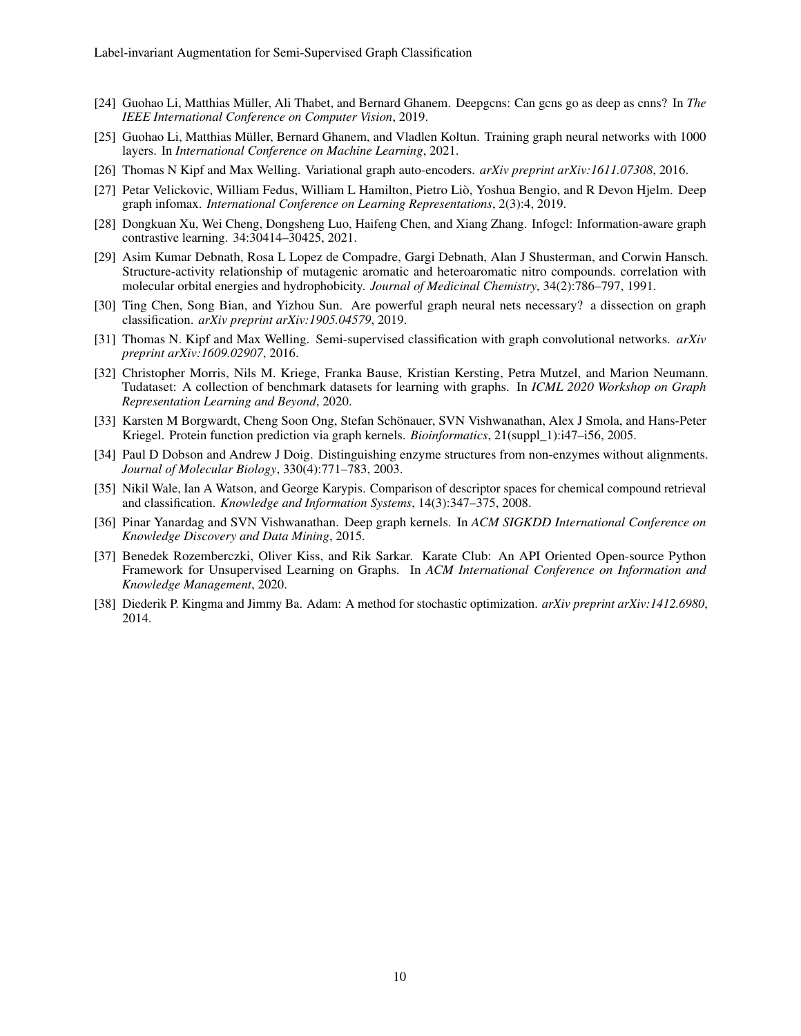[24] Guohao Li, Matthias Müller, Ali Thabet, and Bernard Ghanem. Deepgcns: Can gcns go as deep as cnns? In *The IEEE International Conference on Computer Vision*, 2019.

[25] Guohao Li, Matthias Müller, Bernard Ghanem, and Vladlen Koltun. Training graph neural networks with 1000 layers. In *International Conference on Machine Learning*, 2021.

[26] Thomas N Kipf and Max Welling. Variational graph auto-encoders. *arXiv preprint arXiv:1611.07308*, 2016.

[27] Petar Velickovic, William Fedus, William L Hamilton, Pietro Liò, Yoshua Bengio, and R Devon Hjelm. Deep graph infomax. *International Conference on Learning Representations*, 2(3):4, 2019.

[28] Dongkuan Xu, Wei Cheng, Dongsheng Luo, Haifeng Chen, and Xiang Zhang. Infogcl: Information-aware graph contrastive learning. 34:30414–30425, 2021.

[29] Asim Kumar Debnath, Rosa L Lopez de Compadre, Gargi Debnath, Alan J Shusterman, and Corwin Hansch. Structure-activity relationship of mutagenic aromatic and heteroaromatic nitro compounds. correlation with molecular orbital energies and hydrophobicity. *Journal of Medicinal Chemistry*, 34(2):786–797, 1991.

[30] Ting Chen, Song Bian, and Yizhou Sun. Are powerful graph neural nets necessary? a dissection on graph classification. *arXiv preprint arXiv:1905.04579*, 2019.

[31] Thomas N. Kipf and Max Welling. Semi-supervised classification with graph convolutional networks. *arXiv preprint arXiv:1609.02907*, 2016.

[32] Christopher Morris, Nils M. Kriege, Franka Bause, Kristian Kersting, Petra Mutzel, and Marion Neumann. Tudataset: A collection of benchmark datasets for learning with graphs. In *ICML 2020 Workshop on Graph Representation Learning and Beyond*, 2020.

[33] Karsten M Borgwardt, Cheng Soon Ong, Stefan Schönauer, SVN Vishwanathan, Alex J Smola, and Hans-Peter Kriegel. Protein function prediction via graph kernels. *Bioinformatics*, 21(suppl_1):i47–i56, 2005.

[34] Paul D Dobson and Andrew J Doig. Distinguishing enzyme structures from non-enzymes without alignments. *Journal of Molecular Biology*, 330(4):771–783, 2003.

[35] Nikil Wale, Ian A Watson, and George Karypis. Comparison of descriptor spaces for chemical compound retrieval and classification. *Knowledge and Information Systems*, 14(3):347–375, 2008.

[36] Pinar Yanardag and SVN Vishwanathan. Deep graph kernels. In *ACM SIGKDD International Conference on Knowledge Discovery and Data Mining*, 2015.

[37] Benedek Rozemberczki, Oliver Kiss, and Rik Sarkar. Karate Club: An API Oriented Open-source Python Framework for Unsupervised Learning on Graphs. In *ACM International Conference on Information and Knowledge Management*, 2020.

[38] Diederik P. Kingma and Jimmy Ba. Adam: A method for stochastic optimization. *arXiv preprint arXiv:1412.6980*, 2014.